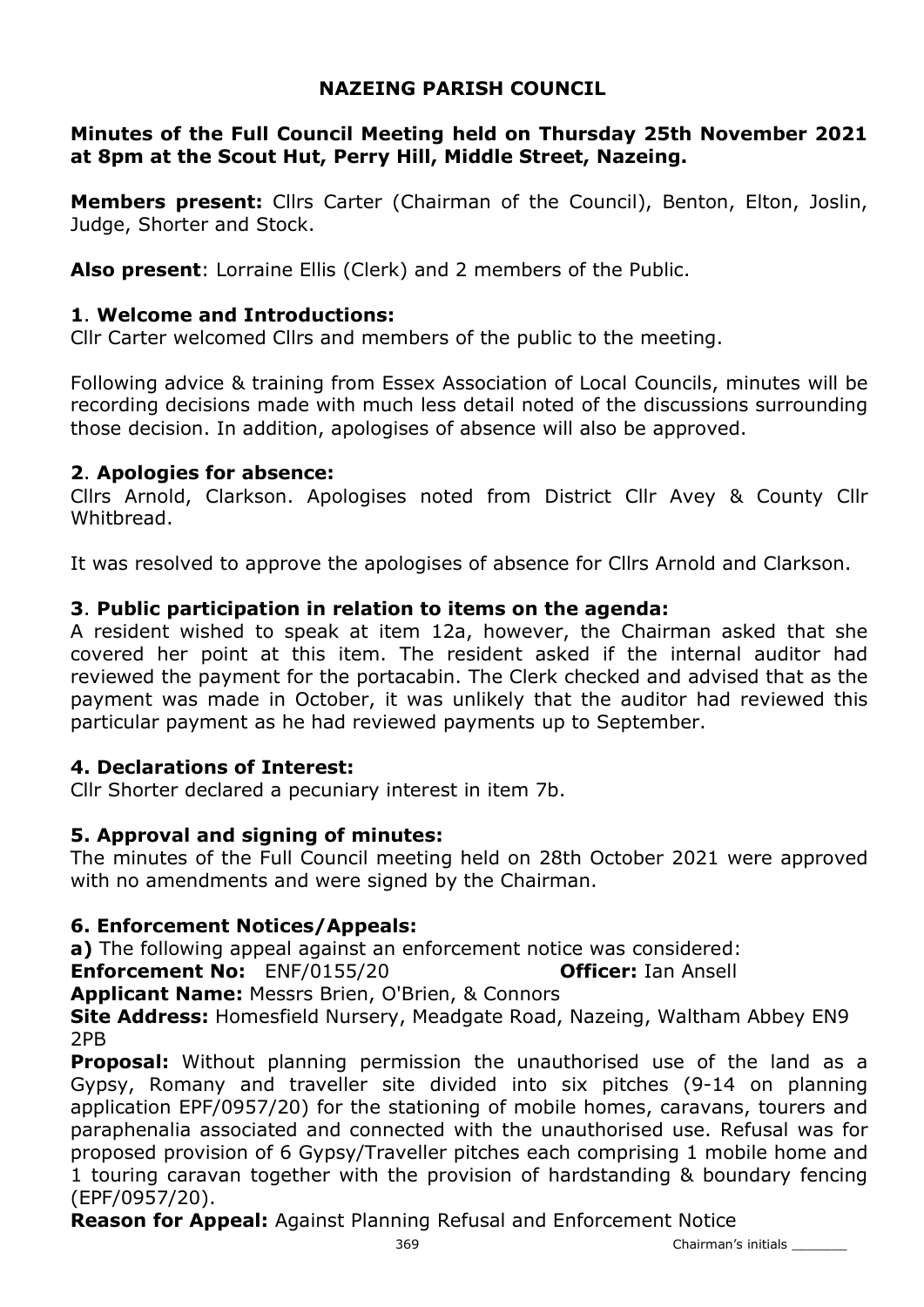# NAZEING PARISH COUNCIL

**Minutes of the Full Council Meeting held on Thursday 25th November 2021 at 8pm at the Scout Hut, Perry Hill, Middle Street, Nazeing.**

**Members present:** Cllrs Carter (Chairman of the Council), Benton, Elton, Joslin, Judge, Shorter and Stock.

**Also present**: Lorraine Ellis (Clerk) and 2 members of the Public.

## 1. Welcome and Introductions:

Cllr Carter welcomed Cllrs and members of the public to the meeting.

Following advice & training from Essex Association of Local Councils, minutes will be recording decisions made with much less detail noted of the discussions surrounding those decision. In addition, apologises of absence will also be approved.

## 2. Apologies for absence:

Cllrs Arnold, Clarkson. Apologises noted from District Cllr Avey & County Cllr Whitbread.

It was resolved to approve the apologises of absence for Cllrs Arnold and Clarkson.

## 3. Public participation in relation to items on the agenda:

A resident wished to speak at item 12a, however, the Chairman asked that she covered her point at this item. The resident asked if the internal auditor had reviewed the payment for the portacabin. The Clerk checked and advised that as the payment was made in October, it was unlikely that the auditor had reviewed this particular payment as he had reviewed payments up to September.

## 4. Declarations of Interest:

Cllr Shorter declared a pecuniary interest in item 7b.

## 5. Approval and signing of minutes:

The minutes of the Full Council meeting held on 28th October 2021 were approved with no amendments and were signed by the Chairman.

## 6. Enforcement Notices/Appeals:

**a)** The following appeal against an enforcement notice was considered:

**Enforcement No:** ENF/0155/20 **Officer:** Ian Ansell

**Applicant Name:** Messrs Brien, O'Brien, & Connors

**Site Address:** Homesfield Nursery, Meadgate Road, Nazeing, Waltham Abbey EN9 2PB

**Proposal:** Without planning permission the unauthorised use of the land as a Gypsy, Romany and traveller site divided into six pitches (9-14 on planning application EPF/0957/20) for the stationing of mobile homes, caravans, tourers and paraphenalia associated and connected with the unauthorised use. Refusal was for proposed provision of 6 Gypsy/Traveller pitches each comprising 1 mobile home and 1 touring caravan together with the provision of hardstanding & boundary fencing (EPF/0957/20).

**Reason for Appeal:** Against Planning Refusal and Enforcement Notice

Chairman's initials _______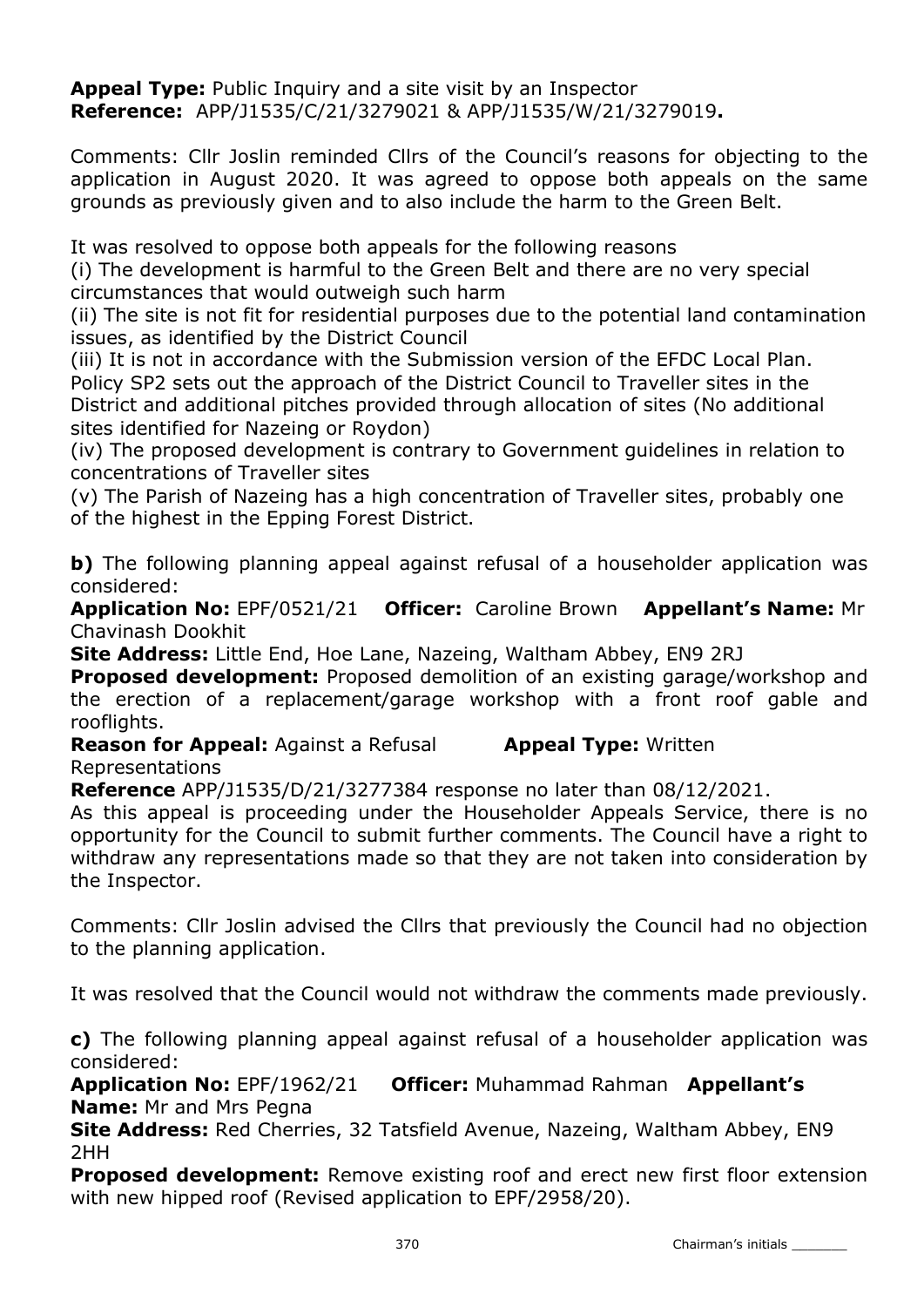**Appeal Type:** Public Inquiry and a site visit by an Inspector
**Reference:** APP/J1535/C/21/3279021 & APP/J1535/W/21/3279019**.**

Comments: Cllr Joslin reminded Cllrs of the Council's reasons for objecting to the application in August 2020. It was agreed to oppose both appeals on the same grounds as previously given and to also include the harm to the Green Belt.

It was resolved to oppose both appeals for the following reasons
(i) The development is harmful to the Green Belt and there are no very special circumstances that would outweigh such harm
(ii) The site is not fit for residential purposes due to the potential land contamination issues, as identified by the District Council
(iii) It is not in accordance with the Submission version of the EFDC Local Plan. Policy SP2 sets out the approach of the District Council to Traveller sites in the District and additional pitches provided through allocation of sites (No additional sites identified for Nazeing or Roydon)
(iv) The proposed development is contrary to Government guidelines in relation to concentrations of Traveller sites
(v) The Parish of Nazeing has a high concentration of Traveller sites, probably one of the highest in the Epping Forest District.

**b)** The following planning appeal against refusal of a householder application was considered:
**Application No:** EPF/0521/21 **Officer:** Caroline Brown **Appellant's Name:** Mr Chavinash Dookhit
**Site Address:** Little End, Hoe Lane, Nazeing, Waltham Abbey, EN9 2RJ
**Proposed development:** Proposed demolition of an existing garage/workshop and the erection of a replacement/garage workshop with a front roof gable and rooflights.
**Reason for Appeal:** Against a Refusal **Appeal Type:** Written Representations
**Reference** APP/J1535/D/21/3277384 response no later than 08/12/2021.
As this appeal is proceeding under the Householder Appeals Service, there is no opportunity for the Council to submit further comments. The Council have a right to withdraw any representations made so that they are not taken into consideration by the Inspector.

Comments: Cllr Joslin advised the Cllrs that previously the Council had no objection to the planning application.

It was resolved that the Council would not withdraw the comments made previously.

**c)** The following planning appeal against refusal of a householder application was considered:
**Application No:** EPF/1962/21 **Officer:** Muhammad Rahman **Appellant's Name:** Mr and Mrs Pegna
**Site Address:** Red Cherries, 32 Tatsfield Avenue, Nazeing, Waltham Abbey, EN9 2HH
**Proposed development:** Remove existing roof and erect new first floor extension with new hipped roof (Revised application to EPF/2958/20).

Chairman's initials _______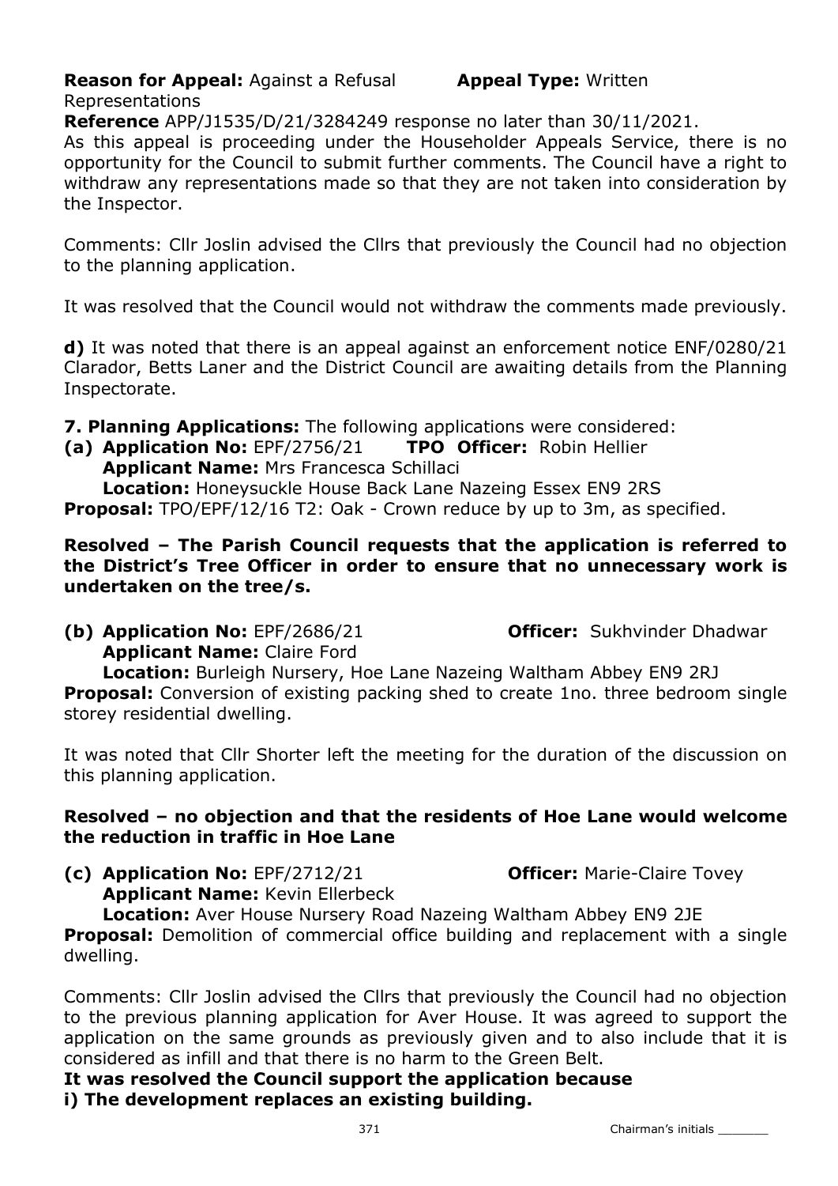**Reason for Appeal:** Against a Refusal **Appeal Type:** Written Representations

**Reference** APP/J1535/D/21/3284249 response no later than 30/11/2021.

As this appeal is proceeding under the Householder Appeals Service, there is no opportunity for the Council to submit further comments. The Council have a right to withdraw any representations made so that they are not taken into consideration by the Inspector.

Comments: Cllr Joslin advised the Cllrs that previously the Council had no objection to the planning application.

It was resolved that the Council would not withdraw the comments made previously.

**d)** It was noted that there is an appeal against an enforcement notice ENF/0280/21 Clarador, Betts Laner and the District Council are awaiting details from the Planning Inspectorate.

**7. Planning Applications:** The following applications were considered:

**(a) Application No:** EPF/2756/21 **TPO Officer:** Robin Hellier
**Applicant Name:** Mrs Francesca Schillaci
**Location:** Honeysuckle House Back Lane Nazeing Essex EN9 2RS
**Proposal:** TPO/EPF/12/16 T2: Oak - Crown reduce by up to 3m, as specified.

**Resolved – The Parish Council requests that the application is referred to the District's Tree Officer in order to ensure that no unnecessary work is undertaken on the tree/s.**

**(b) Application No:** EPF/2686/21 **Officer:** Sukhvinder Dhadwar
**Applicant Name:** Claire Ford
**Location:** Burleigh Nursery, Hoe Lane Nazeing Waltham Abbey EN9 2RJ
**Proposal:** Conversion of existing packing shed to create 1no. three bedroom single storey residential dwelling.

It was noted that Cllr Shorter left the meeting for the duration of the discussion on this planning application.

**Resolved – no objection and that the residents of Hoe Lane would welcome the reduction in traffic in Hoe Lane**

**(c) Application No:** EPF/2712/21 **Officer:** Marie-Claire Tovey
**Applicant Name:** Kevin Ellerbeck
**Location:** Aver House Nursery Road Nazeing Waltham Abbey EN9 2JE
**Proposal:** Demolition of commercial office building and replacement with a single dwelling.

Comments: Cllr Joslin advised the Cllrs that previously the Council had no objection to the previous planning application for Aver House. It was agreed to support the application on the same grounds as previously given and to also include that it is considered as infill and that there is no harm to the Green Belt.

**It was resolved the Council support the application because**

**i) The development replaces an existing building.**

Chairman's initials _______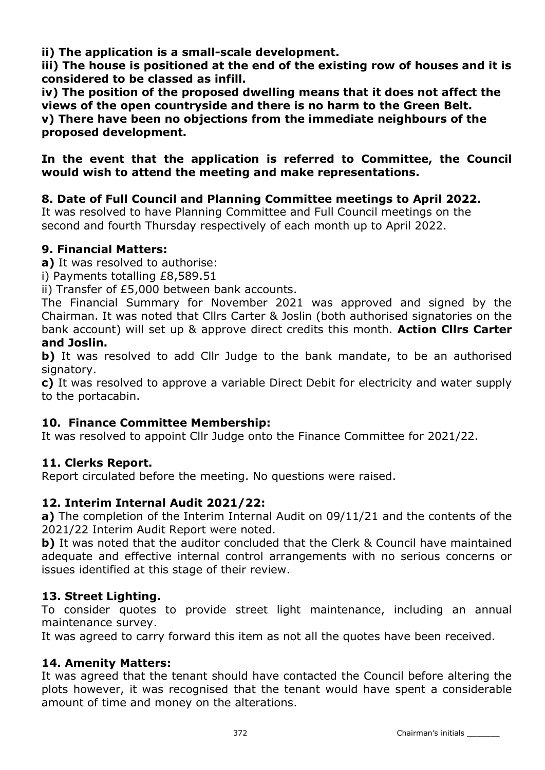**ii) The application is a small-scale development.**

**iii) The house is positioned at the end of the existing row of houses and it is considered to be classed as infill.**

**iv) The position of the proposed dwelling means that it does not affect the views of the open countryside and there is no harm to the Green Belt.**

**v) There have been no objections from the immediate neighbours of the proposed development.**

**In the event that the application is referred to Committee, the Council would wish to attend the meeting and make representations.**

### 8. Date of Full Council and Planning Committee meetings to April 2022.

It was resolved to have Planning Committee and Full Council meetings on the second and fourth Thursday respectively of each month up to April 2022.

### 9. Financial Matters:

**a)** It was resolved to authorise:

i) Payments totalling £8,589.51

ii) Transfer of £5,000 between bank accounts.

The Financial Summary for November 2021 was approved and signed by the Chairman. It was noted that Cllrs Carter & Joslin (both authorised signatories on the bank account) will set up & approve direct credits this month. **Action Cllrs Carter and Joslin.**

**b)** It was resolved to add Cllr Judge to the bank mandate, to be an authorised signatory.

**c)** It was resolved to approve a variable Direct Debit for electricity and water supply to the portacabin.

### 10. Finance Committee Membership:

It was resolved to appoint Cllr Judge onto the Finance Committee for 2021/22.

### 11. Clerks Report.

Report circulated before the meeting. No questions were raised.

### 12. Interim Internal Audit 2021/22:

**a)** The completion of the Interim Internal Audit on 09/11/21 and the contents of the 2021/22 Interim Audit Report were noted.

**b)** It was noted that the auditor concluded that the Clerk & Council have maintained adequate and effective internal control arrangements with no serious concerns or issues identified at this stage of their review.

### 13. Street Lighting.

To consider quotes to provide street light maintenance, including an annual maintenance survey.

It was agreed to carry forward this item as not all the quotes have been received.

### 14. Amenity Matters:

It was agreed that the tenant should have contacted the Council before altering the plots however, it was recognised that the tenant would have spent a considerable amount of time and money on the alterations.

Chairman's initials _______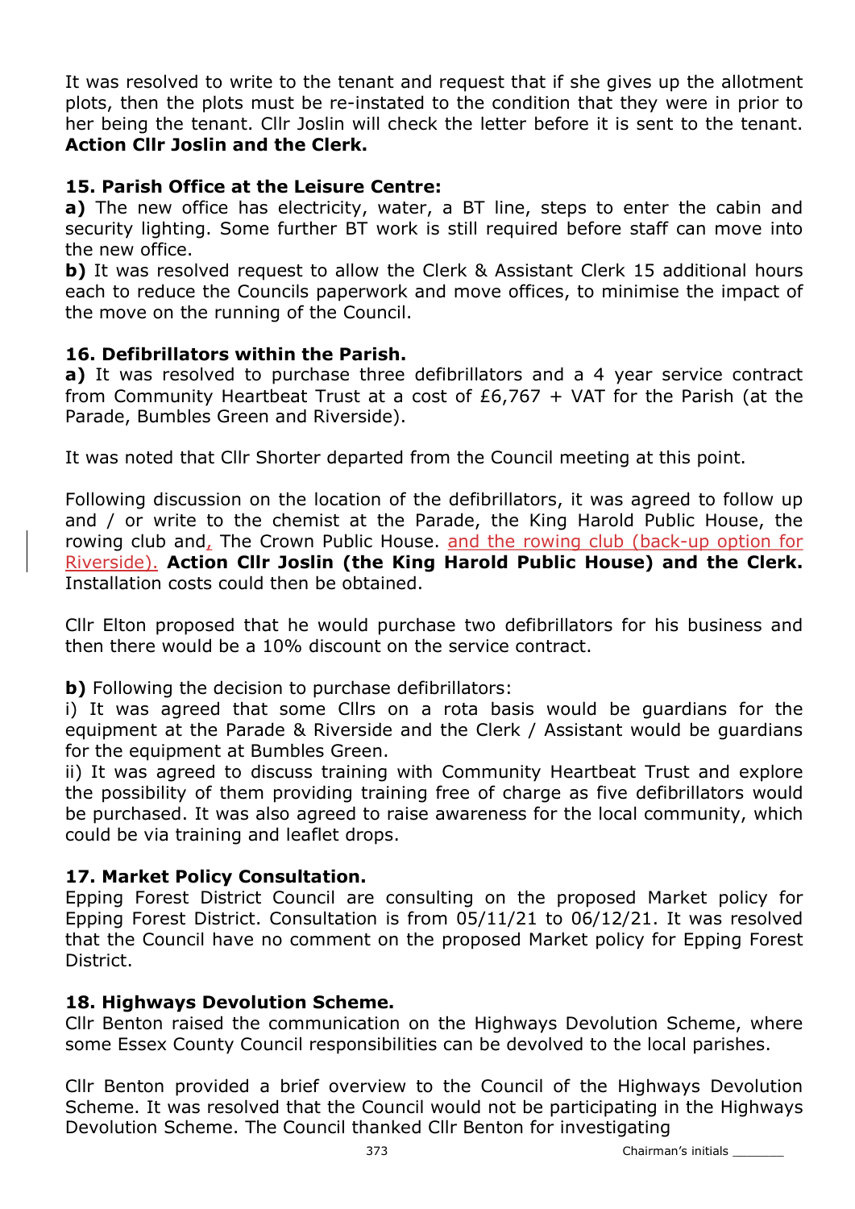It was resolved to write to the tenant and request that if she gives up the allotment plots, then the plots must be re-instated to the condition that they were in prior to her being the tenant. Cllr Joslin will check the letter before it is sent to the tenant. **Action Cllr Joslin and the Clerk.**

**15. Parish Office at the Leisure Centre:**

**a)** The new office has electricity, water, a BT line, steps to enter the cabin and security lighting. Some further BT work is still required before staff can move into the new office.

**b)** It was resolved request to allow the Clerk & Assistant Clerk 15 additional hours each to reduce the Councils paperwork and move offices, to minimise the impact of the move on the running of the Council.

**16. Defibrillators within the Parish.**

**a)** It was resolved to purchase three defibrillators and a 4 year service contract from Community Heartbeat Trust at a cost of £6,767 + VAT for the Parish (at the Parade, Bumbles Green and Riverside).

It was noted that Cllr Shorter departed from the Council meeting at this point.

Following discussion on the location of the defibrillators, it was agreed to follow up and / or write to the chemist at the Parade, the King Harold Public House, the rowing club and, The Crown Public House. and the rowing club (back-up option for Riverside). **Action Cllr Joslin (the King Harold Public House) and the Clerk.** Installation costs could then be obtained.

Cllr Elton proposed that he would purchase two defibrillators for his business and then there would be a 10% discount on the service contract.

**b)** Following the decision to purchase defibrillators:

i) It was agreed that some Cllrs on a rota basis would be guardians for the equipment at the Parade & Riverside and the Clerk / Assistant would be guardians for the equipment at Bumbles Green.

ii) It was agreed to discuss training with Community Heartbeat Trust and explore the possibility of them providing training free of charge as five defibrillators would be purchased. It was also agreed to raise awareness for the local community, which could be via training and leaflet drops.

**17. Market Policy Consultation.**

Epping Forest District Council are consulting on the proposed Market policy for Epping Forest District. Consultation is from 05/11/21 to 06/12/21. It was resolved that the Council have no comment on the proposed Market policy for Epping Forest District.

**18. Highways Devolution Scheme.**

Cllr Benton raised the communication on the Highways Devolution Scheme, where some Essex County Council responsibilities can be devolved to the local parishes.

Cllr Benton provided a brief overview to the Council of the Highways Devolution Scheme. It was resolved that the Council would not be participating in the Highways Devolution Scheme. The Council thanked Cllr Benton for investigating

Chairman's initials _______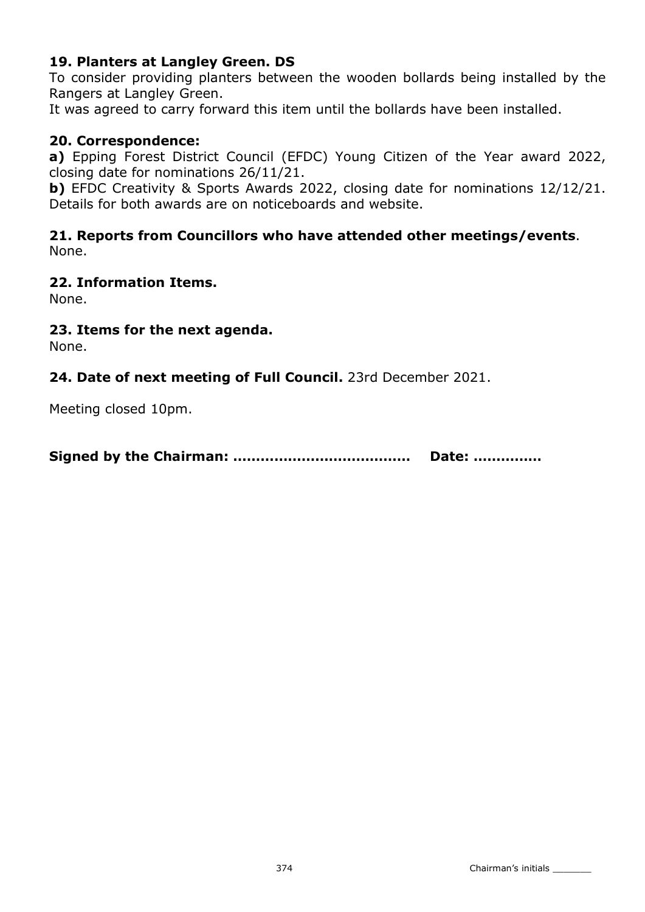### 19. Planters at Langley Green. DS

To consider providing planters between the wooden bollards being installed by the Rangers at Langley Green.

It was agreed to carry forward this item until the bollards have been installed.

### 20. Correspondence:

**a)** Epping Forest District Council (EFDC) Young Citizen of the Year award 2022, closing date for nominations 26/11/21.

**b)** EFDC Creativity & Sports Awards 2022, closing date for nominations 12/12/21. Details for both awards are on noticeboards and website.

### 21. Reports from Councillors who have attended other meetings/events.

None.

### 22. Information Items.

None.

### 23. Items for the next agenda.

None.

**24. Date of next meeting of Full Council.** 23rd December 2021.

Meeting closed 10pm.

**Signed by the Chairman: ……………………………… Date: ……………**

Chairman's initials _______